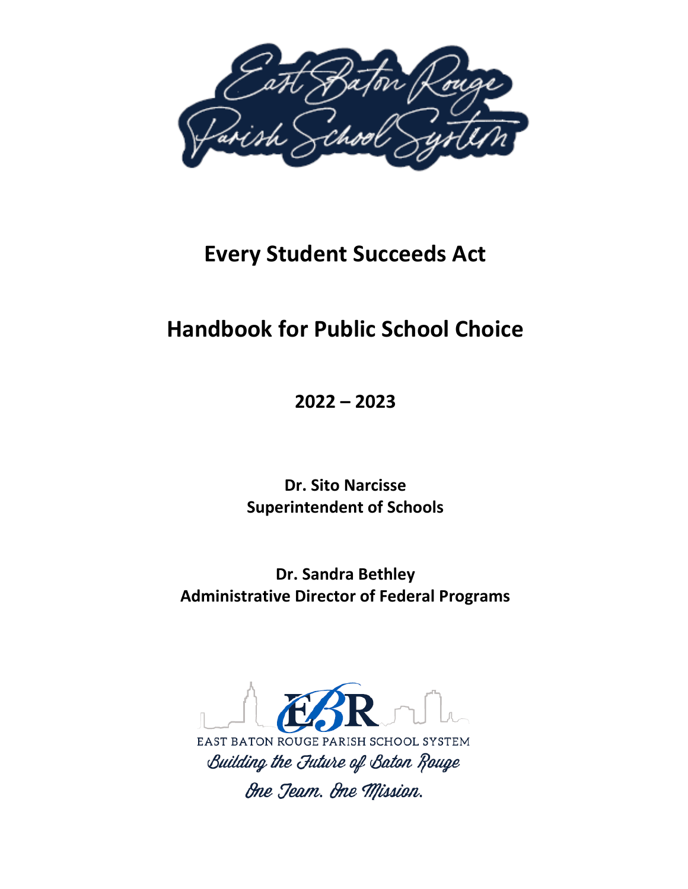East Baton Rouge Parish School System

# Every Student Succeeds Act

# Handbook for Public School Choice

**2022 – 2023**

**Dr. Sito Narcisse**
**Superintendent of Schools**

**Dr. Sandra Bethley**
**Administrative Director of Federal Programs**

EBR

EAST BATON ROUGE PARISH SCHOOL SYSTEM

*Building the Future of Baton Rouge*

*One Team. One Mission.*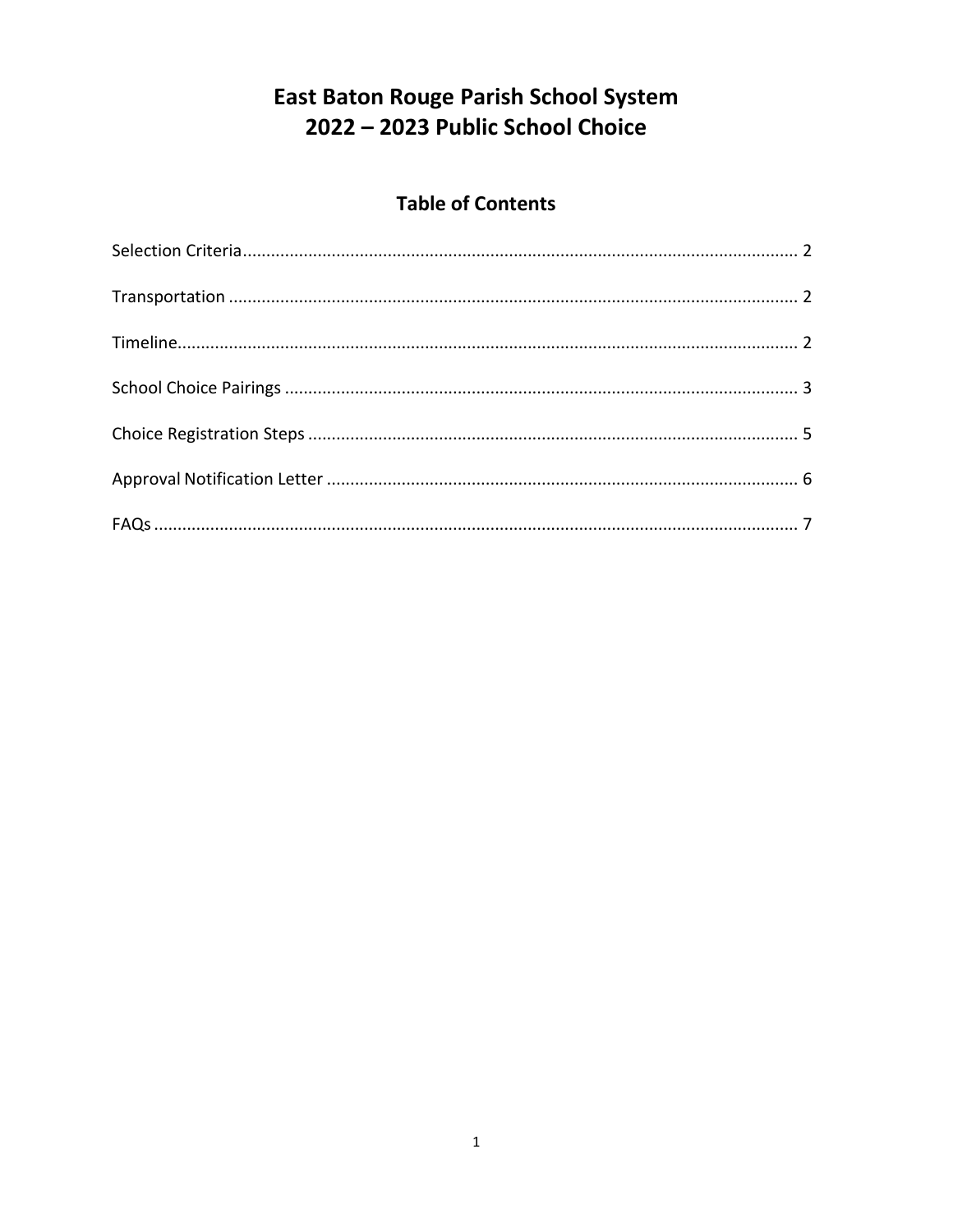# East Baton Rouge Parish School System
# 2022 – 2023 Public School Choice

## Table of Contents

Selection Criteria ..... 2

Transportation ..... 2

Timeline ..... 2

School Choice Pairings ..... 3

Choice Registration Steps ..... 5

Approval Notification Letter ..... 6

FAQs ..... 7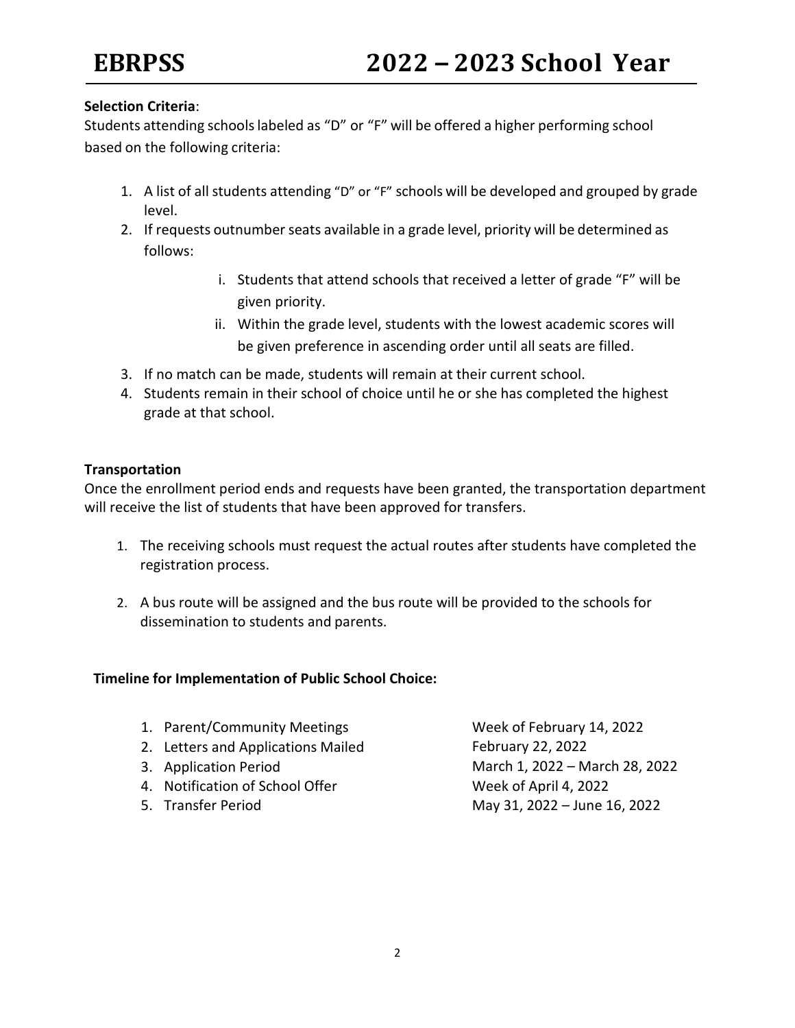**Selection Criteria**:
Students attending schools labeled as "D" or "F" will be offered a higher performing school based on the following criteria:

1. A list of all students attending "D" or "F" schools will be developed and grouped by grade level.
2. If requests outnumber seats available in a grade level, priority will be determined as follows:
    i. Students that attend schools that received a letter of grade "F" will be given priority.
    ii. Within the grade level, students with the lowest academic scores will be given preference in ascending order until all seats are filled.
3. If no match can be made, students will remain at their current school.
4. Students remain in their school of choice until he or she has completed the highest grade at that school.

**Transportation**
Once the enrollment period ends and requests have been granted, the transportation department will receive the list of students that have been approved for transfers.

1. The receiving schools must request the actual routes after students have completed the registration process.

2. A bus route will be assigned and the bus route will be provided to the schools for dissemination to students and parents.

**Timeline for Implementation of Public School Choice:**

| | |
|---|---|
| 1. Parent/Community Meetings | Week of February 14, 2022 |
| 2. Letters and Applications Mailed | February 22, 2022 |
| 3. Application Period | March 1, 2022 – March 28, 2022 |
| 4. Notification of School Offer | Week of April 4, 2022 |
| 5. Transfer Period | May 31, 2022 – June 16, 2022 |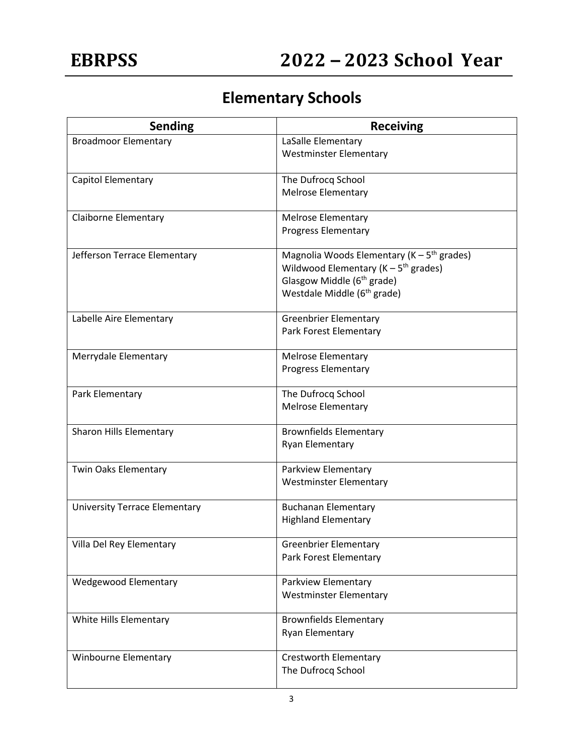# Elementary Schools

| Sending | Receiving |
|---|---|
| Broadmoor Elementary | LaSalle Elementary<br>Westminster Elementary |
| Capitol Elementary | The Dufrocq School<br>Melrose Elementary |
| Claiborne Elementary | Melrose Elementary<br>Progress Elementary |
| Jefferson Terrace Elementary | Magnolia Woods Elementary (K – 5th grades)<br>Wildwood Elementary (K – 5th grades)<br>Glasgow Middle (6th grade)<br>Westdale Middle (6th grade) |
| Labelle Aire Elementary | Greenbrier Elementary<br>Park Forest Elementary |
| Merrydale Elementary | Melrose Elementary<br>Progress Elementary |
| Park Elementary | The Dufrocq School<br>Melrose Elementary |
| Sharon Hills Elementary | Brownfields Elementary<br>Ryan Elementary |
| Twin Oaks Elementary | Parkview Elementary<br>Westminster Elementary |
| University Terrace Elementary | Buchanan Elementary<br>Highland Elementary |
| Villa Del Rey Elementary | Greenbrier Elementary<br>Park Forest Elementary |
| Wedgewood Elementary | Parkview Elementary<br>Westminster Elementary |
| White Hills Elementary | Brownfields Elementary<br>Ryan Elementary |
| Winbourne Elementary | Crestworth Elementary<br>The Dufrocq School |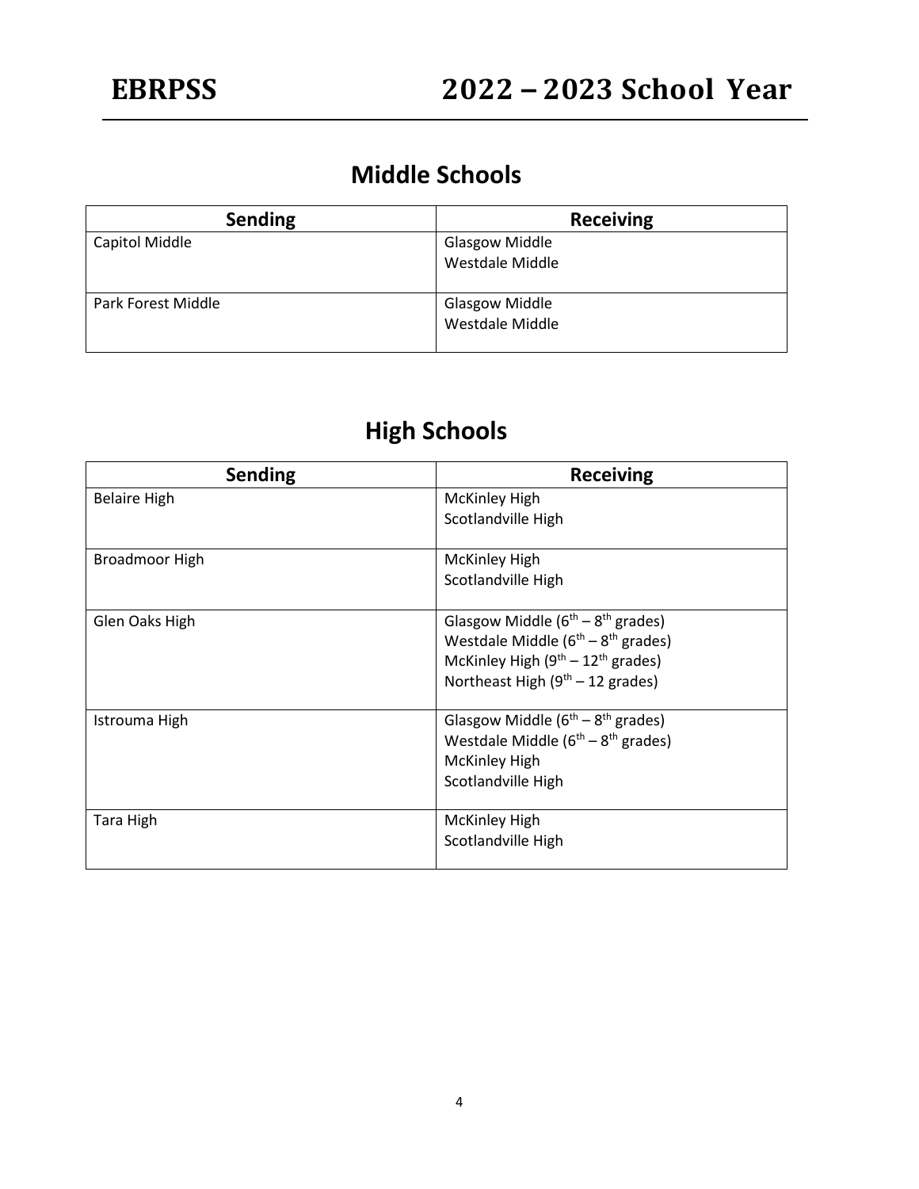# EBRPSS 2022 – 2023 School Year

## Middle Schools

| Sending | Receiving |
|---|---|
| Capitol Middle | Glasgow Middle<br>Westdale Middle |
| Park Forest Middle | Glasgow Middle<br>Westdale Middle |

## High Schools

| Sending | Receiving |
|---|---|
| Belaire High | McKinley High<br>Scotlandville High |
| Broadmoor High | McKinley High<br>Scotlandville High |
| Glen Oaks High | Glasgow Middle ($6^{th}$ – $8^{th}$ grades)<br>Westdale Middle ($6^{th}$ – $8^{th}$ grades)<br>McKinley High ($9^{th}$ – $12^{th}$ grades)<br>Northeast High ($9^{th}$ – 12 grades) |
| Istrouma High | Glasgow Middle ($6^{th}$ – $8^{th}$ grades)<br>Westdale Middle ($6^{th}$ – $8^{th}$ grades)<br>McKinley High<br>Scotlandville High |
| Tara High | McKinley High<br>Scotlandville High |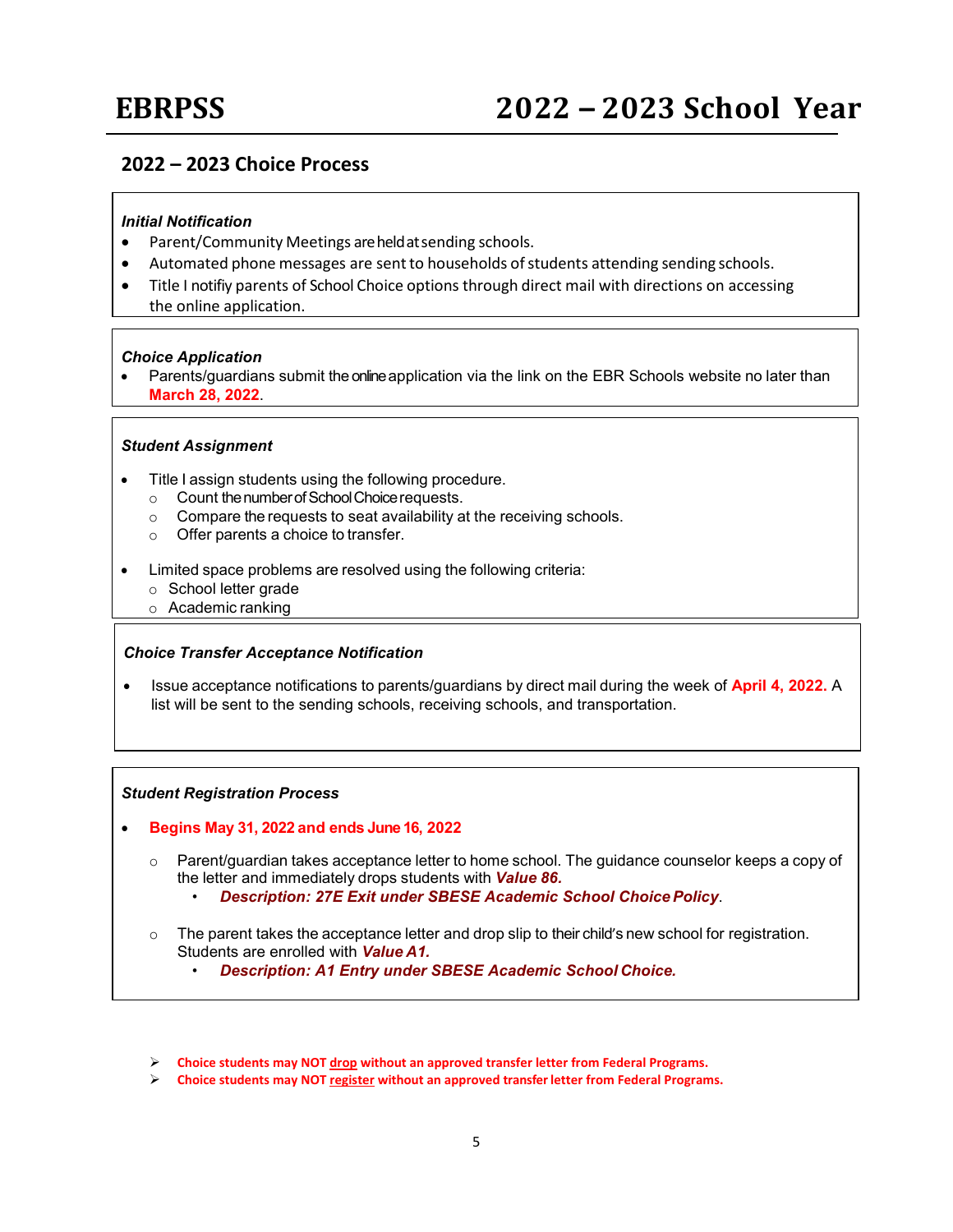# EBRPSS 2022 – 2023 School Year

## 2022 – 2023 Choice Process

***Initial Notification***

- Parent/Community Meetings are held at sending schools.
- Automated phone messages are sent to households of students attending sending schools.
- Title I notifiy parents of School Choice options through direct mail with directions on accessing the online application.

***Choice Application***

- Parents/guardians submit the online application via the link on the EBR Schools website no later than **March 28, 2022**.

***Student Assignment***

- Title I assign students using the following procedure.
  - Count the number of School Choice requests.
  - Compare the requests to seat availability at the receiving schools.
  - Offer parents a choice to transfer.
- Limited space problems are resolved using the following criteria:
  - School letter grade
  - Academic ranking

***Choice Transfer Acceptance Notification***

- Issue acceptance notifications to parents/guardians by direct mail during the week of **April 4, 2022.** A list will be sent to the sending schools, receiving schools, and transportation.

***Student Registration Process***

- **Begins May 31, 2022 and ends June 16, 2022**
  - Parent/guardian takes acceptance letter to home school. The guidance counselor keeps a copy of the letter and immediately drops students with ***Value 86.***
    - ***Description: 27E Exit under SBESE Academic School Choice Policy***.
  - The parent takes the acceptance letter and drop slip to their child's new school for registration. Students are enrolled with ***Value A1.***
    - ***Description: A1 Entry under SBESE Academic School Choice.***

- **Choice students may NOT drop without an approved transfer letter from Federal Programs.**
- **Choice students may NOT register without an approved transfer letter from Federal Programs.**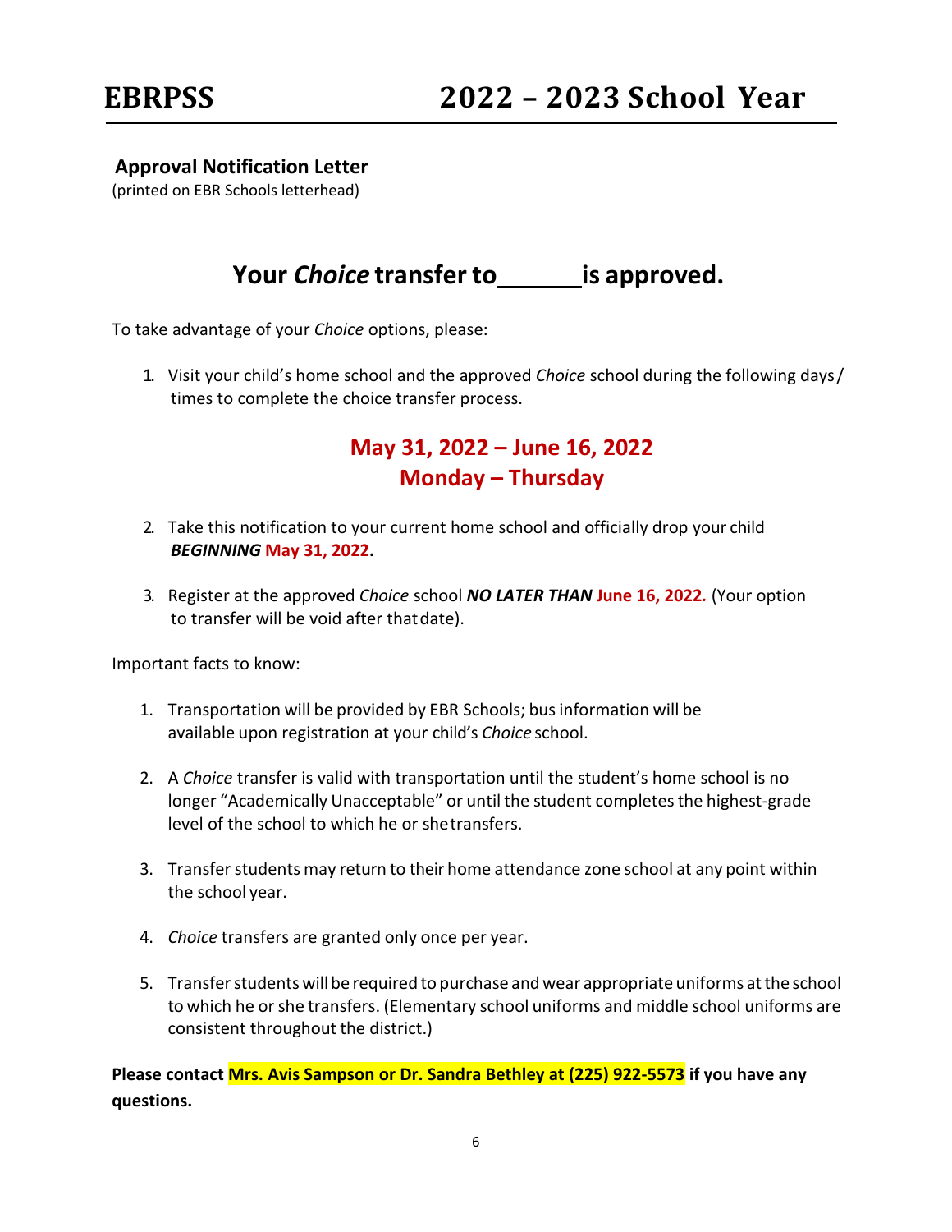# EBRPSS 2022 – 2023 School Year

**Approval Notification Letter**
(printed on EBR Schools letterhead)

## Your *Choice* transfer to ______ is approved.

To take advantage of your *Choice* options, please:

1. Visit your child's home school and the approved *Choice* school during the following days / times to complete the choice transfer process.

**May 31, 2022 – June 16, 2022**
**Monday – Thursday**

2. Take this notification to your current home school and officially drop your child ***BEGINNING*** **May 31, 2022.**

3. Register at the approved *Choice* school ***NO LATER THAN*** **June 16, 2022.** (Your option to transfer will be void after that date).

Important facts to know:

1. Transportation will be provided by EBR Schools; bus information will be available upon registration at your child's *Choice* school.

2. A *Choice* transfer is valid with transportation until the student's home school is no longer "Academically Unacceptable" or until the student completes the highest-grade level of the school to which he or she transfers.

3. Transfer students may return to their home attendance zone school at any point within the school year.

4. *Choice* transfers are granted only once per year.

5. Transfer students will be required to purchase and wear appropriate uniforms at the school to which he or she transfers. (Elementary school uniforms and middle school uniforms are consistent throughout the district.)

**Please contact Mrs. Avis Sampson or Dr. Sandra Bethley at (225) 922-5573 if you have any questions.**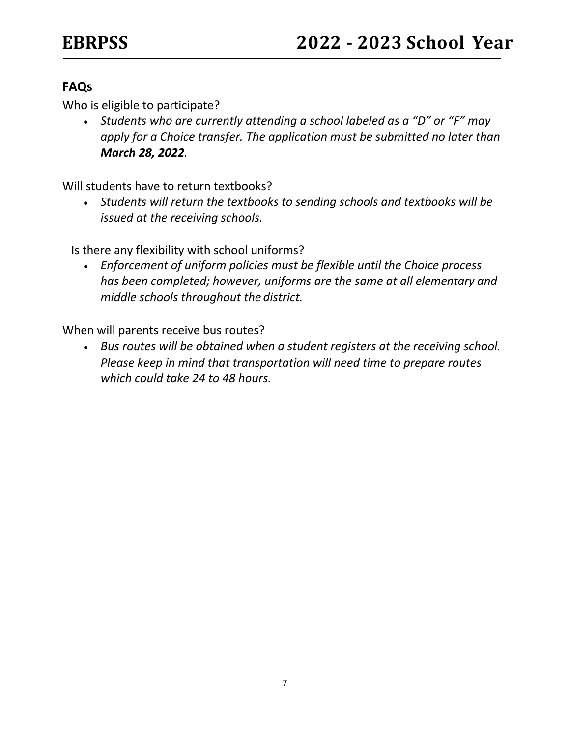## FAQs

Who is eligible to participate?

- *Students who are currently attending a school labeled as a "D" or "F" may apply for a Choice transfer. The application must be submitted no later than **March 28, 2022**.*

Will students have to return textbooks?

- *Students will return the textbooks to sending schools and textbooks will be issued at the receiving schools.*

Is there any flexibility with school uniforms?

- *Enforcement of uniform policies must be flexible until the Choice process has been completed; however, uniforms are the same at all elementary and middle schools throughout the district.*

When will parents receive bus routes?

- *Bus routes will be obtained when a student registers at the receiving school. Please keep in mind that transportation will need time to prepare routes which could take 24 to 48 hours.*